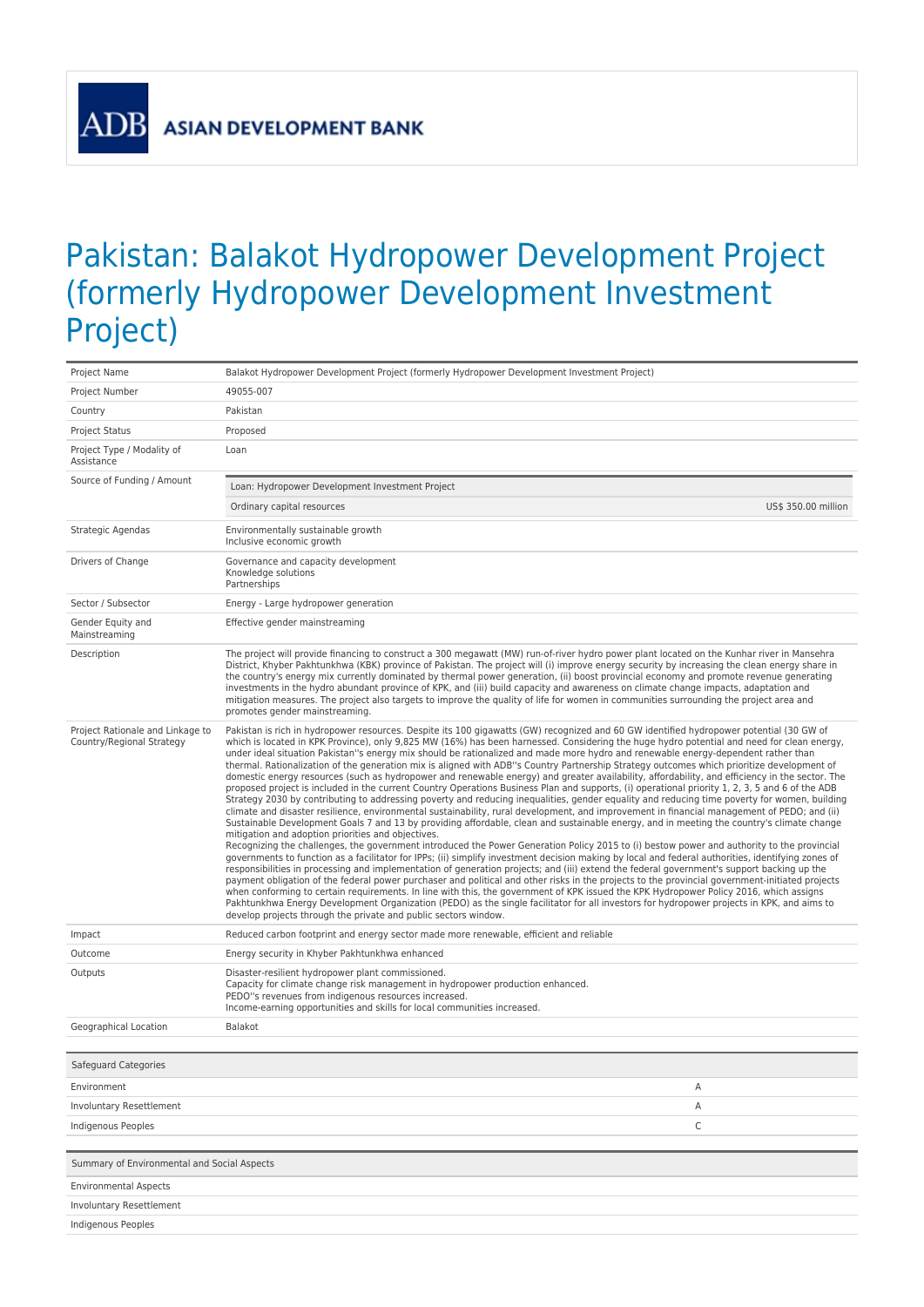ADB ASIAN DEVELOPMENT BANK

# Pakistan: Balakot Hydropower Development Project (formerly Hydropower Development Investment Project)

| | |
|---|---|
| Project Name | Balakot Hydropower Development Project (formerly Hydropower Development Investment Project) |
| Project Number | 49055-007 |
| Country | Pakistan |
| Project Status | Proposed |
| Project Type / Modality of Assistance | Loan |
| Source of Funding / Amount | Loan: Hydropower Development Investment Project<br>Ordinary capital resources — US$ 350.00 million |
| Strategic Agendas | Environmentally sustainable growth<br>Inclusive economic growth |
| Drivers of Change | Governance and capacity development<br>Knowledge solutions<br>Partnerships |
| Sector / Subsector | Energy - Large hydropower generation |
| Gender Equity and Mainstreaming | Effective gender mainstreaming |
| Description | The project will provide financing to construct a 300 megawatt (MW) run-of-river hydro power plant located on the Kunhar river in Mansehra District, Khyber Pakhtunkhwa (KBK) province of Pakistan. The project will (i) improve energy security by increasing the clean energy share in the country's energy mix currently dominated by thermal power generation, (ii) boost provincial economy and promote revenue generating investments in the hydro abundant province of KPK, and (iii) build capacity and awareness on climate change impacts, adaptation and mitigation measures. The project also targets to improve the quality of life for women in communities surrounding the project area and promotes gender mainstreaming. |
| Project Rationale and Linkage to Country/Regional Strategy | Pakistan is rich in hydropower resources. Despite its 100 gigawatts (GW) recognized and 60 GW identified hydropower potential (30 GW of which is located in KPK Province), only 9,825 MW (16%) has been harnessed. Considering the huge hydro potential and need for clean energy, under ideal situation Pakistan''s energy mix should be rationalized and made more hydro and renewable energy-dependent rather than thermal. Rationalization of the generation mix is aligned with ADB''s Country Partnership Strategy outcomes which prioritize development of domestic energy resources (such as hydropower and renewable energy) and greater availability, affordability, and efficiency in the sector. The proposed project is included in the current Country Operations Business Plan and supports, (i) operational priority 1, 2, 3, 5 and 6 of the ADB Strategy 2030 by contributing to addressing poverty and reducing inequalities, gender equality and reducing time poverty for women, building climate and disaster resilience, environmental sustainability, rural development, and improvement in financial management of PEDO; and (ii) Sustainable Development Goals 7 and 13 by providing affordable, clean and sustainable energy, and in meeting the country's climate change mitigation and adoption priorities and objectives.<br>Recognizing the challenges, the government introduced the Power Generation Policy 2015 to (i) bestow power and authority to the provincial governments to function as a facilitator for IPPs; (ii) simplify investment decision making by local and federal authorities, identifying zones of responsibilities in processing and implementation of generation projects; and (iii) extend the federal government's support backing up the payment obligation of the federal power purchaser and political and other risks in the projects to the provincial government-initiated projects when conforming to certain requirements. In line with this, the government of KPK issued the KPK Hydropower Policy 2016, which assigns Pakhtunkhwa Energy Development Organization (PEDO) as the single facilitator for all investors for hydropower projects in KPK, and aims to develop projects through the private and public sectors window. |
| Impact | Reduced carbon footprint and energy sector made more renewable, efficient and reliable |
| Outcome | Energy security in Khyber Pakhtunkhwa enhanced |
| Outputs | Disaster-resilient hydropower plant commissioned.<br>Capacity for climate change risk management in hydropower production enhanced.<br>PEDO''s revenues from indigenous resources increased.<br>Income-earning opportunities and skills for local communities increased. |
| Geographical Location | Balakot |

| Safeguard Categories | |
|---|---|
| Environment | A |
| Involuntary Resettlement | A |
| Indigenous Peoples | C |

| Summary of Environmental and Social Aspects |
|---|
| Environmental Aspects |
| Involuntary Resettlement |
| Indigenous Peoples |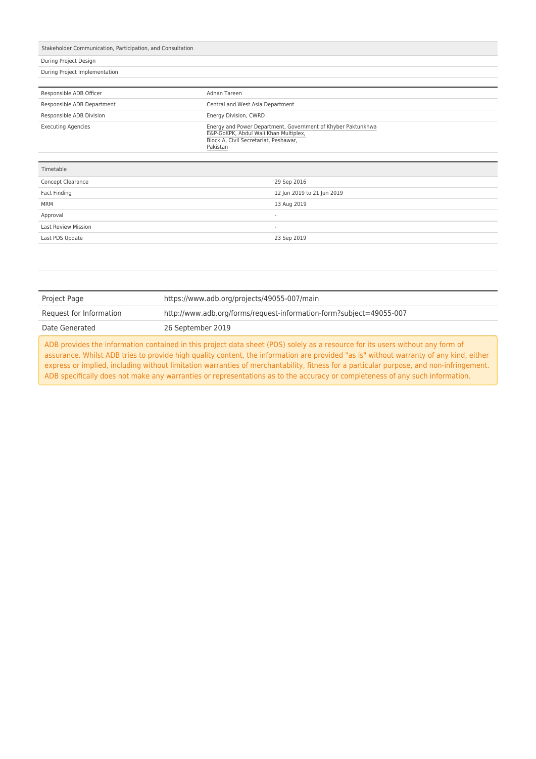| Stakeholder Communication, Participation, and Consultation |
| --- |
| During Project Design |
| During Project Implementation |

| | |
| --- | --- |
| Responsible ADB Officer | Adnan Tareen |
| Responsible ADB Department | Central and West Asia Department |
| Responsible ADB Division | Energy Division, CWRD |
| Executing Agencies | Energy and Power Department, Government of Khyber Paktunkhwa<br>E&P-GoKPK, Abdul Wali Khan Multiplex,<br>Block A, Civil Secretariat, Peshawar,<br>Pakistan |

| Timetable | |
| --- | --- |
| Concept Clearance | 29 Sep 2016 |
| Fact Finding | 12 Jun 2019 to 21 Jun 2019 |
| MRM | 13 Aug 2019 |
| Approval | - |
| Last Review Mission | - |
| Last PDS Update | 23 Sep 2019 |

| | |
| --- | --- |
| Project Page | https://www.adb.org/projects/49055-007/main |
| Request for Information | http://www.adb.org/forms/request-information-form?subject=49055-007 |
| Date Generated | 26 September 2019 |

ADB provides the information contained in this project data sheet (PDS) solely as a resource for its users without any form of assurance. Whilst ADB tries to provide high quality content, the information are provided "as is" without warranty of any kind, either express or implied, including without limitation warranties of merchantability, fitness for a particular purpose, and non-infringement. ADB specifically does not make any warranties or representations as to the accuracy or completeness of any such information.